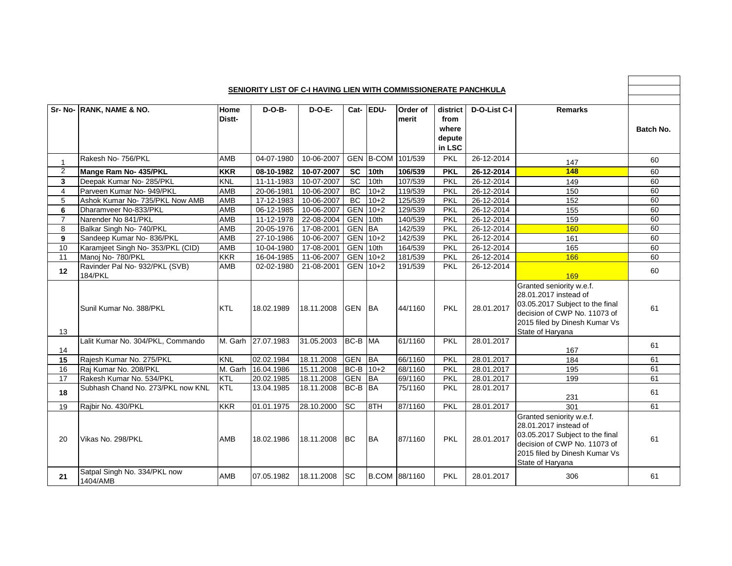**SENIORITY LIST OF C-I HAVING LIEN WITH COMMISSIONERATE PANCHKULA**

| Sr- No- | RANK, NAME & NO. | Home Distt- | D-O-B- | D-O-E- | Cat- | EDU- | Order of merit | district from where depute in LSC | D-O-List C-I | Remarks | Batch No. |
|---|---|---|---|---|---|---|---|---|---|---|---|
| 1 | Rakesh No- 756/PKL | AMB | 04-07-1980 | 10-06-2007 | GEN | B-COM | 101/539 | PKL | 26-12-2014 | 147 | 60 |
| 2 | **Mange Ram No- 435/PKL** | **KKR** | **08-10-1982** | **10-07-2007** | **SC** | **10th** | **106/539** | **PKL** | **26-12-2014** | **148** | 60 |
| 3 | Deepak Kumar No- 285/PKL | KNL | 11-11-1983 | 10-07-2007 | SC | 10th | 107/539 | PKL | 26-12-2014 | 149 | 60 |
| 4 | Parveen Kumar No- 949/PKL | AMB | 20-06-1981 | 10-06-2007 | BC | 10+2 | 119/539 | PKL | 26-12-2014 | 150 | 60 |
| 5 | Ashok Kumar No- 735/PKL Now AMB | AMB | 17-12-1983 | 10-06-2007 | BC | 10+2 | 125/539 | PKL | 26-12-2014 | 152 | 60 |
| 6 | Dharamveer No-833/PKL | AMB | 06-12-1985 | 10-06-2007 | GEN | 10+2 | 129/539 | PKL | 26-12-2014 | 155 | 60 |
| 7 | Narender No 841/PKL | AMB | 11-12-1978 | 22-08-2004 | GEN | 10th | 140/539 | PKL | 26-12-2014 | 159 | 60 |
| 8 | Balkar Singh No- 740/PKL | AMB | 20-05-1976 | 17-08-2001 | GEN | BA | 142/539 | PKL | 26-12-2014 | 160 | 60 |
| 9 | Sandeep Kumar No- 836/PKL | AMB | 27-10-1986 | 10-06-2007 | GEN | 10+2 | 142/539 | PKL | 26-12-2014 | 161 | 60 |
| 10 | Karamjeet Singh No- 353/PKL (CID) | AMB | 10-04-1980 | 17-08-2001 | GEN | 10th | 164/539 | PKL | 26-12-2014 | 165 | 60 |
| 11 | Manoj No- 780/PKL | KKR | 16-04-1985 | 11-06-2007 | GEN | 10+2 | 181/539 | PKL | 26-12-2014 | 166 | 60 |
| 12 | Ravinder Pal No- 932/PKL (SVB) 184/PKL | AMB | 02-02-1980 | 21-08-2001 | GEN | 10+2 | 191/539 | PKL | 26-12-2014 | 169 | 60 |
| 13 | Sunil Kumar No. 388/PKL | KTL | 18.02.1989 | 18.11.2008 | GEN | BA | 44/1160 | PKL | 28.01.2017 | Granted seniority w.e.f. 28.01.2017 instead of 03.05.2017 Subject to the final decision of CWP No. 11073 of 2015 filed by Dinesh Kumar Vs State of Haryana | 61 |
| 14 | Lalit Kumar No. 304/PKL, Commando | M. Garh | 27.07.1983 | 31.05.2003 | BC-B | MA | 61/1160 | PKL | 28.01.2017 | 167 | 61 |
| 15 | Rajesh Kumar No. 275/PKL | KNL | 02.02.1984 | 18.11.2008 | GEN | BA | 66/1160 | PKL | 28.01.2017 | 184 | 61 |
| 16 | Raj Kumar No. 208/PKL | M. Garh | 16.04.1986 | 15.11.2008 | BC-B | 10+2 | 68/1160 | PKL | 28.01.2017 | 195 | 61 |
| 17 | Rakesh Kumar No. 534/PKL | KTL | 20.02.1985 | 18.11.2008 | GEN | BA | 69/1160 | PKL | 28.01.2017 | 199 | 61 |
| 18 | Subhash Chand No. 273/PKL now KNL | KTL | 13.04.1985 | 18.11.2008 | BC-B | BA | 75/1160 | PKL | 28.01.2017 | 231 | 61 |
| 19 | Rajbir No. 430/PKL | KKR | 01.01.1975 | 28.10.2000 | SC | 8TH | 87/1160 | PKL | 28.01.2017 | 301 | 61 |
| 20 | Vikas No. 298/PKL | AMB | 18.02.1986 | 18.11.2008 | BC | BA | 87/1160 | PKL | 28.01.2017 | Granted seniority w.e.f. 28.01.2017 instead of 03.05.2017 Subject to the final decision of CWP No. 11073 of 2015 filed by Dinesh Kumar Vs State of Haryana | 61 |
| 21 | Satpal Singh No. 334/PKL now 1404/AMB | AMB | 07.05.1982 | 18.11.2008 | SC | B.COM | 88/1160 | PKL | 28.01.2017 | 306 | 61 |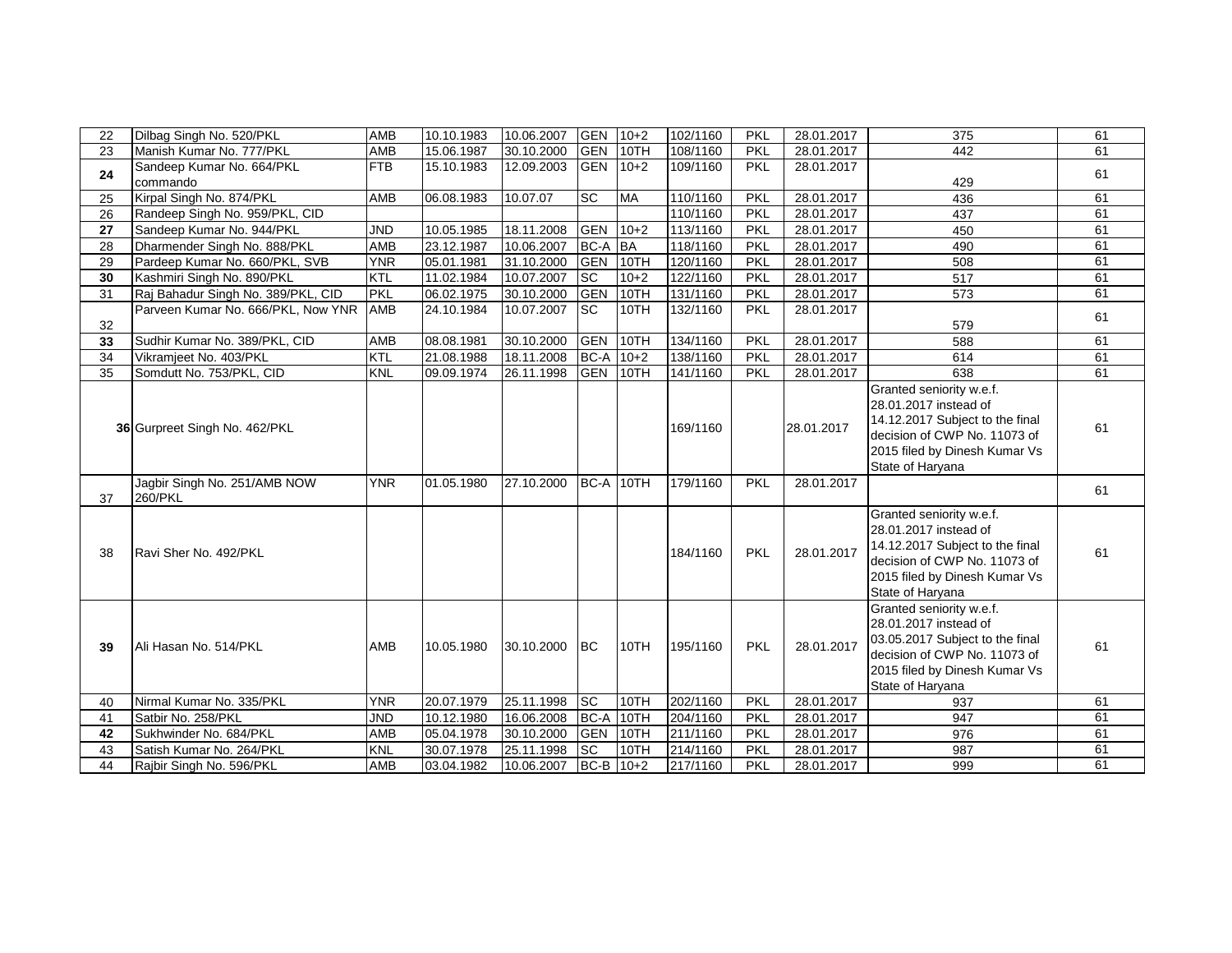| 22 | Dilbag Singh No. 520/PKL | AMB | 10.10.1983 | 10.06.2007 | GEN | 10+2 | 102/1160 | PKL | 28.01.2017 | 375 | 61 |
|---|---|---|---|---|---|---|---|---|---|---|---|
| 23 | Manish Kumar No. 777/PKL | AMB | 15.06.1987 | 30.10.2000 | GEN | 10TH | 108/1160 | PKL | 28.01.2017 | 442 | 61 |
| **24** | Sandeep Kumar No. 664/PKL commando | FTB | 15.10.1983 | 12.09.2003 | GEN | 10+2 | 109/1160 | PKL | 28.01.2017 | 429 | 61 |
| 25 | Kirpal Singh No. 874/PKL | AMB | 06.08.1983 | 10.07.07 | SC | MA | 110/1160 | PKL | 28.01.2017 | 436 | 61 |
| 26 | Randeep Singh No. 959/PKL, CID | | | | | | 110/1160 | PKL | 28.01.2017 | 437 | 61 |
| **27** | Sandeep Kumar No. 944/PKL | JND | 10.05.1985 | 18.11.2008 | GEN | 10+2 | 113/1160 | PKL | 28.01.2017 | 450 | 61 |
| 28 | Dharmender Singh No. 888/PKL | AMB | 23.12.1987 | 10.06.2007 | BC-A | BA | 118/1160 | PKL | 28.01.2017 | 490 | 61 |
| 29 | Pardeep Kumar No. 660/PKL, SVB | YNR | 05.01.1981 | 31.10.2000 | GEN | 10TH | 120/1160 | PKL | 28.01.2017 | 508 | 61 |
| **30** | Kashmiri Singh No. 890/PKL | KTL | 11.02.1984 | 10.07.2007 | SC | 10+2 | 122/1160 | PKL | 28.01.2017 | 517 | 61 |
| 31 | Raj Bahadur Singh No. 389/PKL, CID | PKL | 06.02.1975 | 30.10.2000 | GEN | 10TH | 131/1160 | PKL | 28.01.2017 | 573 | 61 |
| 32 | Parveen Kumar No. 666/PKL, Now YNR | AMB | 24.10.1984 | 10.07.2007 | SC | 10TH | 132/1160 | PKL | 28.01.2017 | 579 | 61 |
| **33** | Sudhir Kumar No. 389/PKL, CID | AMB | 08.08.1981 | 30.10.2000 | GEN | 10TH | 134/1160 | PKL | 28.01.2017 | 588 | 61 |
| 34 | Vikramjeet No. 403/PKL | KTL | 21.08.1988 | 18.11.2008 | BC-A | 10+2 | 138/1160 | PKL | 28.01.2017 | 614 | 61 |
| 35 | Somdutt No. 753/PKL, CID | KNL | 09.09.1974 | 26.11.1998 | GEN | 10TH | 141/1160 | PKL | 28.01.2017 | 638 | 61 |
| **36** | Gurpreet Singh No. 462/PKL | | | | | | 169/1160 | | 28.01.2017 | Granted seniority w.e.f. 28.01.2017 instead of 14.12.2017 Subject to the final decision of CWP No. 11073 of 2015 filed by Dinesh Kumar Vs State of Haryana | 61 |
| 37 | Jagbir Singh No. 251/AMB NOW 260/PKL | YNR | 01.05.1980 | 27.10.2000 | BC-A | 10TH | 179/1160 | PKL | 28.01.2017 | | 61 |
| 38 | Ravi Sher No. 492/PKL | | | | | | 184/1160 | PKL | 28.01.2017 | Granted seniority w.e.f. 28.01.2017 instead of 14.12.2017 Subject to the final decision of CWP No. 11073 of 2015 filed by Dinesh Kumar Vs State of Haryana | 61 |
| **39** | Ali Hasan No. 514/PKL | AMB | 10.05.1980 | 30.10.2000 | BC | 10TH | 195/1160 | PKL | 28.01.2017 | Granted seniority w.e.f. 28.01.2017 instead of 03.05.2017 Subject to the final decision of CWP No. 11073 of 2015 filed by Dinesh Kumar Vs State of Haryana | 61 |
| 40 | Nirmal Kumar No. 335/PKL | YNR | 20.07.1979 | 25.11.1998 | SC | 10TH | 202/1160 | PKL | 28.01.2017 | 937 | 61 |
| 41 | Satbir No. 258/PKL | JND | 10.12.1980 | 16.06.2008 | BC-A | 10TH | 204/1160 | PKL | 28.01.2017 | 947 | 61 |
| **42** | Sukhwinder No. 684/PKL | AMB | 05.04.1978 | 30.10.2000 | GEN | 10TH | 211/1160 | PKL | 28.01.2017 | 976 | 61 |
| 43 | Satish Kumar No. 264/PKL | KNL | 30.07.1978 | 25.11.1998 | SC | 10TH | 214/1160 | PKL | 28.01.2017 | 987 | 61 |
| 44 | Rajbir Singh No. 596/PKL | AMB | 03.04.1982 | 10.06.2007 | BC-B | 10+2 | 217/1160 | PKL | 28.01.2017 | 999 | 61 |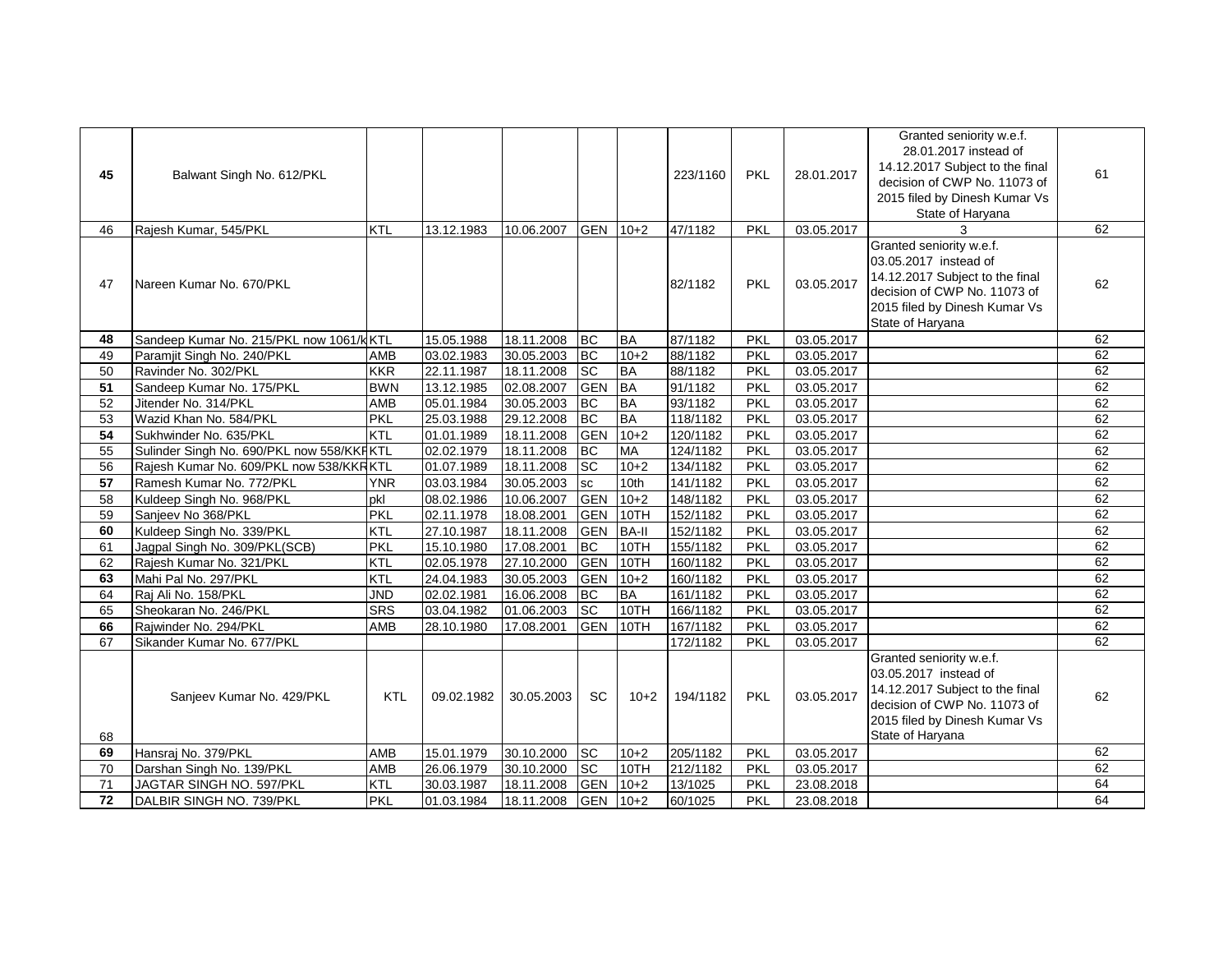| 45 | Balwant Singh No. 612/PKL | | | | | | 223/1160 | PKL | 28.01.2017 | Granted seniority w.e.f. 28.01.2017 instead of 14.12.2017 Subject to the final decision of CWP No. 11073 of 2015 filed by Dinesh Kumar Vs State of Haryana | 61 |
|---|---|---|---|---|---|---|---|---|---|---|---|
| 46 | Rajesh Kumar, 545/PKL | KTL | 13.12.1983 | 10.06.2007 | GEN | 10+2 | 47/1182 | PKL | 03.05.2017 | 3 | 62 |
| 47 | Nareen Kumar No. 670/PKL | | | | | | 82/1182 | PKL | 03.05.2017 | Granted seniority w.e.f. 03.05.2017 instead of 14.12.2017 Subject to the final decision of CWP No. 11073 of 2015 filed by Dinesh Kumar Vs State of Haryana | 62 |
| 48 | Sandeep Kumar No. 215/PKL now 1061/k | KTL | 15.05.1988 | 18.11.2008 | BC | BA | 87/1182 | PKL | 03.05.2017 | | 62 |
| 49 | Paramjit Singh No. 240/PKL | AMB | 03.02.1983 | 30.05.2003 | BC | 10+2 | 88/1182 | PKL | 03.05.2017 | | 62 |
| 50 | Ravinder No. 302/PKL | KKR | 22.11.1987 | 18.11.2008 | SC | BA | 88/1182 | PKL | 03.05.2017 | | 62 |
| 51 | Sandeep Kumar No. 175/PKL | BWN | 13.12.1985 | 02.08.2007 | GEN | BA | 91/1182 | PKL | 03.05.2017 | | 62 |
| 52 | Jitender No. 314/PKL | AMB | 05.01.1984 | 30.05.2003 | BC | BA | 93/1182 | PKL | 03.05.2017 | | 62 |
| 53 | Wazid Khan No. 584/PKL | PKL | 25.03.1988 | 29.12.2008 | BC | BA | 118/1182 | PKL | 03.05.2017 | | 62 |
| 54 | Sukhwinder No. 635/PKL | KTL | 01.01.1989 | 18.11.2008 | GEN | 10+2 | 120/1182 | PKL | 03.05.2017 | | 62 |
| 55 | Sulinder Singh No. 690/PKL now 558/KKR | KTL | 02.02.1979 | 18.11.2008 | BC | MA | 124/1182 | PKL | 03.05.2017 | | 62 |
| 56 | Rajesh Kumar No. 609/PKL now 538/KKR | KTL | 01.07.1989 | 18.11.2008 | SC | 10+2 | 134/1182 | PKL | 03.05.2017 | | 62 |
| 57 | Ramesh Kumar No. 772/PKL | YNR | 03.03.1984 | 30.05.2003 | sc | 10th | 141/1182 | PKL | 03.05.2017 | | 62 |
| 58 | Kuldeep Singh No. 968/PKL | pkl | 08.02.1986 | 10.06.2007 | GEN | 10+2 | 148/1182 | PKL | 03.05.2017 | | 62 |
| 59 | Sanjeev No 368/PKL | PKL | 02.11.1978 | 18.08.2001 | GEN | 10TH | 152/1182 | PKL | 03.05.2017 | | 62 |
| 60 | Kuldeep Singh No. 339/PKL | KTL | 27.10.1987 | 18.11.2008 | GEN | BA-II | 152/1182 | PKL | 03.05.2017 | | 62 |
| 61 | Jagpal Singh No. 309/PKL(SCB) | PKL | 15.10.1980 | 17.08.2001 | BC | 10TH | 155/1182 | PKL | 03.05.2017 | | 62 |
| 62 | Rajesh Kumar No. 321/PKL | KTL | 02.05.1978 | 27.10.2000 | GEN | 10TH | 160/1182 | PKL | 03.05.2017 | | 62 |
| 63 | Mahi Pal No. 297/PKL | KTL | 24.04.1983 | 30.05.2003 | GEN | 10+2 | 160/1182 | PKL | 03.05.2017 | | 62 |
| 64 | Raj Ali No. 158/PKL | JND | 02.02.1981 | 16.06.2008 | BC | BA | 161/1182 | PKL | 03.05.2017 | | 62 |
| 65 | Sheokaran No. 246/PKL | SRS | 03.04.1982 | 01.06.2003 | SC | 10TH | 166/1182 | PKL | 03.05.2017 | | 62 |
| 66 | Rajwinder No. 294/PKL | AMB | 28.10.1980 | 17.08.2001 | GEN | 10TH | 167/1182 | PKL | 03.05.2017 | | 62 |
| 67 | Sikander Kumar No. 677/PKL | | | | | | 172/1182 | PKL | 03.05.2017 | | 62 |
| 68 | Sanjeev Kumar No. 429/PKL | KTL | 09.02.1982 | 30.05.2003 | SC | 10+2 | 194/1182 | PKL | 03.05.2017 | Granted seniority w.e.f. 03.05.2017 instead of 14.12.2017 Subject to the final decision of CWP No. 11073 of 2015 filed by Dinesh Kumar Vs State of Haryana | 62 |
| 69 | Hansraj No. 379/PKL | AMB | 15.01.1979 | 30.10.2000 | SC | 10+2 | 205/1182 | PKL | 03.05.2017 | | 62 |
| 70 | Darshan Singh No. 139/PKL | AMB | 26.06.1979 | 30.10.2000 | SC | 10TH | 212/1182 | PKL | 03.05.2017 | | 62 |
| 71 | JAGTAR SINGH NO. 597/PKL | KTL | 30.03.1987 | 18.11.2008 | GEN | 10+2 | 13/1025 | PKL | 23.08.2018 | | 64 |
| 72 | DALBIR SINGH NO. 739/PKL | PKL | 01.03.1984 | 18.11.2008 | GEN | 10+2 | 60/1025 | PKL | 23.08.2018 | | 64 |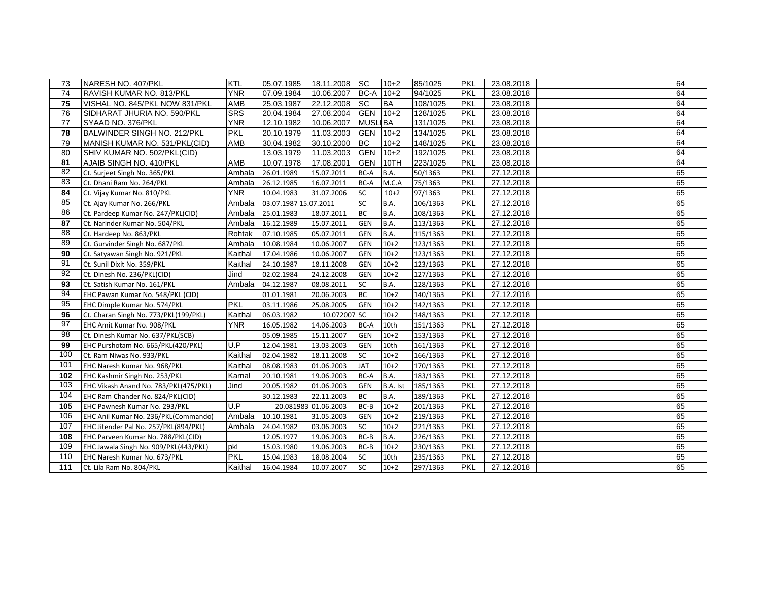| | | | | | | | | | | | | |
|---|---|---|---|---|---|---|---|---|---|---|---|---|
| 73 | NARESH NO. 407/PKL | KTL | 05.07.1985 | 18.11.2008 | SC | 10+2 | 85/1025 | PKL | 23.08.2018 | | | 64 |
| 74 | RAVISH KUMAR NO. 813/PKL | YNR | 07.09.1984 | 10.06.2007 | BC-A | 10+2 | 94/1025 | PKL | 23.08.2018 | | | 64 |
| **75** | VISHAL NO. 845/PKL NOW 831/PKL | AMB | 25.03.1987 | 22.12.2008 | SC | BA | 108/1025 | PKL | 23.08.2018 | | | 64 |
| 76 | SIDHARAT JHURIA NO. 590/PKL | SRS | 20.04.1984 | 27.08.2004 | GEN | 10+2 | 128/1025 | PKL | 23.08.2018 | | | 64 |
| 77 | SYAAD NO. 376/PKL | YNR | 12.10.1982 | 10.06.2007 | MUSL | BA | 131/1025 | PKL | 23.08.2018 | | | 64 |
| **78** | BALWINDER SINGH NO. 212/PKL | PKL | 20.10.1979 | 11.03.2003 | GEN | 10+2 | 134/1025 | PKL | 23.08.2018 | | | 64 |
| 79 | MANISH KUMAR NO. 531/PKL(CID) | AMB | 30.04.1982 | 30.10.2000 | BC | 10+2 | 148/1025 | PKL | 23.08.2018 | | | 64 |
| 80 | SHIV KUMAR NO. 502/PKL(CID) | | 13.03.1979 | 11.03.2003 | GEN | 10+2 | 192/1025 | PKL | 23.08.2018 | | | 64 |
| **81** | AJAIB SINGH NO. 410/PKL | AMB | 10.07.1978 | 17.08.2001 | GEN | 10TH | 223/1025 | PKL | 23.08.2018 | | | 64 |
| 82 | Ct. Surjeet Singh No. 365/PKL | Ambala | 26.01.1989 | 15.07.2011 | BC-A | B.A. | 50/1363 | PKL | 27.12.2018 | | | 65 |
| 83 | Ct. Dhani Ram No. 264/PKL | Ambala | 26.12.1985 | 16.07.2011 | BC-A | M.C.A | 75/1363 | PKL | 27.12.2018 | | | 65 |
| **84** | Ct. Vijay Kumar No. 810/PKL | YNR | 10.04.1983 | 31.07.2006 | SC | 10+2 | 97/1363 | PKL | 27.12.2018 | | | 65 |
| 85 | Ct. Ajay Kumar No. 266/PKL | Ambala | 03.07.1987 | 15.07.2011 | SC | B.A. | 106/1363 | PKL | 27.12.2018 | | | 65 |
| 86 | Ct. Pardeep Kumar No. 247/PKL(CID) | Ambala | 25.01.1983 | 18.07.2011 | BC | B.A. | 108/1363 | PKL | 27.12.2018 | | | 65 |
| **87** | Ct. Narinder Kumar No. 504/PKL | Ambala | 16.12.1989 | 15.07.2011 | GEN | B.A. | 113/1363 | PKL | 27.12.2018 | | | 65 |
| 88 | Ct. Hardeep No. 863/PKL | Rohtak | 07.10.1985 | 05.07.2011 | GEN | B.A. | 115/1363 | PKL | 27.12.2018 | | | 65 |
| 89 | Ct. Gurvinder Singh No. 687/PKL | Ambala | 10.08.1984 | 10.06.2007 | GEN | 10+2 | 123/1363 | PKL | 27.12.2018 | | | 65 |
| **90** | Ct. Satyawan Singh No. 921/PKL | Kaithal | 17.04.1986 | 10.06.2007 | GEN | 10+2 | 123/1363 | PKL | 27.12.2018 | | | 65 |
| 91 | Ct. Sunil Dixit No. 359/PKL | Kaithal | 24.10.1987 | 18.11.2008 | GEN | 10+2 | 123/1363 | PKL | 27.12.2018 | | | 65 |
| 92 | Ct. Dinesh No. 236/PKL(CID) | Jind | 02.02.1984 | 24.12.2008 | GEN | 10+2 | 127/1363 | PKL | 27.12.2018 | | | 65 |
| **93** | Ct. Satish Kumar No. 161/PKL | Ambala | 04.12.1987 | 08.08.2011 | SC | B.A. | 128/1363 | PKL | 27.12.2018 | | | 65 |
| 94 | EHC Pawan Kumar No. 548/PKL (CID) | | 01.01.1981 | 20.06.2003 | BC | 10+2 | 140/1363 | PKL | 27.12.2018 | | | 65 |
| 95 | EHC Dimple Kumar No. 574/PKL | PKL | 03.11.1986 | 25.08.2005 | GEN | 10+2 | 142/1363 | PKL | 27.12.2018 | | | 65 |
| **96** | Ct. Charan Singh No. 773/PKL(199/PKL) | Kaithal | 06.03.1982 | 10.072007 | SC | 10+2 | 148/1363 | PKL | 27.12.2018 | | | 65 |
| 97 | EHC Amit Kumar No. 908/PKL | YNR | 16.05.1982 | 14.06.2003 | BC-A | 10th | 151/1363 | PKL | 27.12.2018 | | | 65 |
| 98 | Ct. Dinesh Kumar No. 637/PKL(SCB) | | 05.09.1985 | 15.11.2007 | GEN | 10+2 | 153/1363 | PKL | 27.12.2018 | | | 65 |
| **99** | EHC Purshotam No. 665/PKL(420/PKL) | U.P | 12.04.1981 | 13.03.2003 | GEN | 10th | 161/1363 | PKL | 27.12.2018 | | | 65 |
| 100 | Ct. Ram Niwas No. 933/PKL | Kaithal | 02.04.1982 | 18.11.2008 | SC | 10+2 | 166/1363 | PKL | 27.12.2018 | | | 65 |
| 101 | EHC Naresh Kumar No. 968/PKL | Kaithal | 08.08.1983 | 01.06.2003 | JAT | 10+2 | 170/1363 | PKL | 27.12.2018 | | | 65 |
| **102** | EHC Kashmir Singh No. 253/PKL | Karnal | 20.10.1981 | 19.06.2003 | BC-A | B.A. | 183/1363 | PKL | 27.12.2018 | | | 65 |
| 103 | EHC Vikash Anand No. 783/PKL(475/PKL) | Jind | 20.05.1982 | 01.06.2003 | GEN | B.A. Ist | 185/1363 | PKL | 27.12.2018 | | | 65 |
| 104 | EHC Ram Chander No. 824/PKL(CID) | | 30.12.1983 | 22.11.2003 | BC | B.A. | 189/1363 | PKL | 27.12.2018 | | | 65 |
| **105** | EHC Pawnesh Kumar No. 293/PKL | U.P | 20.081983 | 01.06.2003 | BC-B | 10+2 | 201/1363 | PKL | 27.12.2018 | | | 65 |
| 106 | EHC Anil Kumar No. 236/PKL(Commando) | Ambala | 10.10.1981 | 31.05.2003 | GEN | 10+2 | 219/1363 | PKL | 27.12.2018 | | | 65 |
| 107 | EHC Jitender Pal No. 257/PKL(894/PKL) | Ambala | 24.04.1982 | 03.06.2003 | SC | 10+2 | 221/1363 | PKL | 27.12.2018 | | | 65 |
| **108** | EHC Parveen Kumar No. 788/PKL(CID) | | 12.05.1977 | 19.06.2003 | BC-B | B.A. | 226/1363 | PKL | 27.12.2018 | | | 65 |
| 109 | EHC Jawala Singh No. 909/PKL(443/PKL) | pkl | 15.03.1980 | 19.06.2003 | BC-B | 10+2 | 230/1363 | PKL | 27.12.2018 | | | 65 |
| 110 | EHC Naresh Kumar No. 673/PKL | PKL | 15.04.1983 | 18.08.2004 | SC | 10th | 235/1363 | PKL | 27.12.2018 | | | 65 |
| **111** | Ct. Lila Ram No. 804/PKL | Kaithal | 16.04.1984 | 10.07.2007 | SC | 10+2 | 297/1363 | PKL | 27.12.2018 | | | 65 |